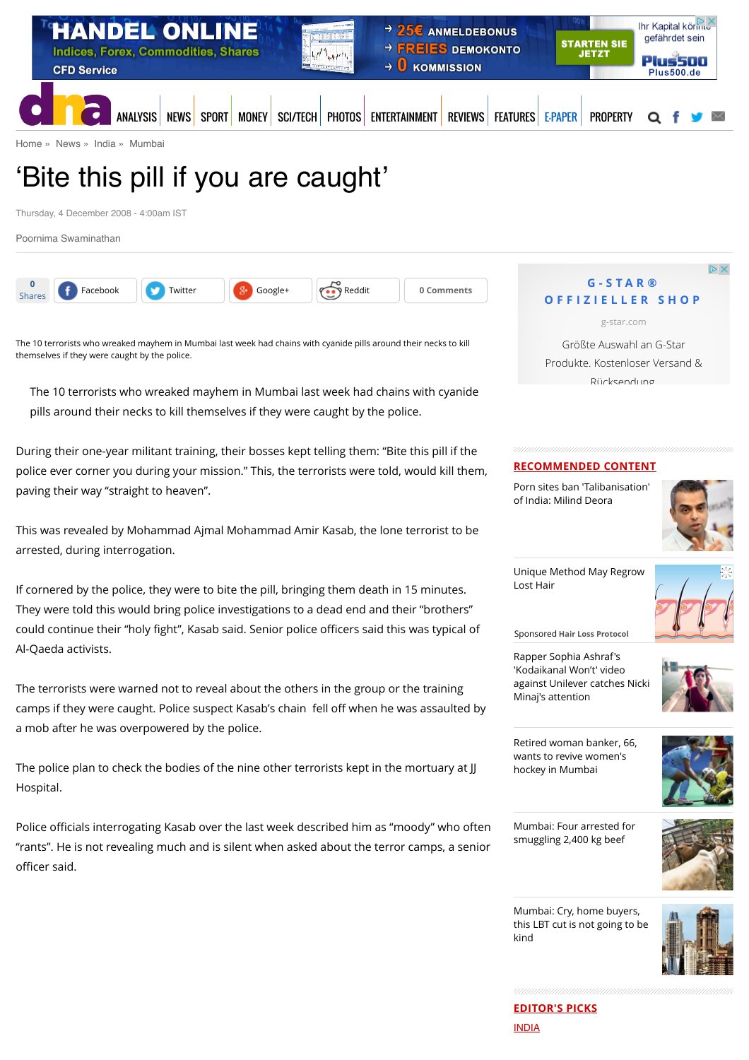Home » News » India » Mumbai

# 'Bite this pill if you are caught'

Thursday, 4 December 2008 - 4:00am IST

Poornima Swaminathan

The 10 terrorists who wreaked mayhem in Mumbai last week had chains with cyanide pills around their necks to kill themselves if they were caught by the police.

> The 10 terrorists who wreaked mayhem in Mumbai last week had chains with cyanide pills around their necks to kill themselves if they were caught by the police.

During their one-year militant training, their bosses kept telling them: "Bite this pill if the police ever corner you during your mission." This, the terrorists were told, would kill them, paving their way "straight to heaven".

This was revealed by Mohammad Ajmal Mohammad Amir Kasab, the lone terrorist to be arrested, during interrogation.

If cornered by the police, they were to bite the pill, bringing them death in 15 minutes. They were told this would bring police investigations to a dead end and their "brothers" could continue their "holy fight", Kasab said. Senior police officers said this was typical of Al-Qaeda activists.

The terrorists were warned not to reveal about the others in the group or the training camps if they were caught. Police suspect Kasab's chain fell off when he was assaulted by a mob after he was overpowered by the police.

The police plan to check the bodies of the nine other terrorists kept in the mortuary at JJ Hospital.

Police officials interrogating Kasab over the last week described him as "moody" who often "rants". He is not revealing much and is silent when asked about the terror camps, a senior officer said.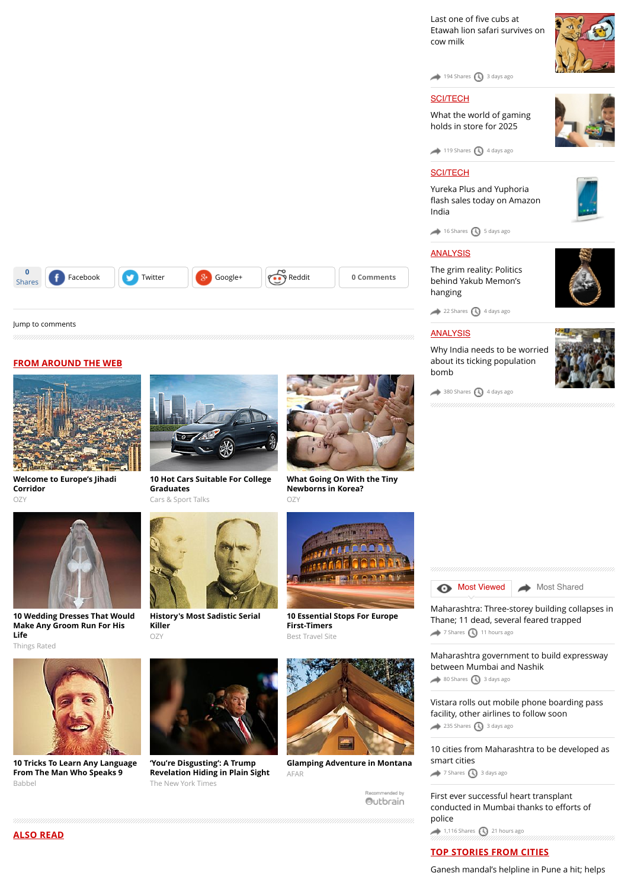0 Shares | Facebook | Twitter | Google+ | Reddit | 0 Comments

Jump to comments

## FROM AROUND THE WEB

**Welcome to Europe's Jihadi Corridor**
OZY

**10 Hot Cars Suitable For College Graduates**
Cars & Sport Talks

**What Going On With the Tiny Newborns in Korea?**
OZY

**10 Wedding Dresses That Would Make Any Groom Run For His Life**
Things Rated

**History's Most Sadistic Serial Killer**
OZY

**10 Essential Stops For Europe First-Timers**
Best Travel Site

**10 Tricks To Learn Any Language From The Man Who Speaks 9**
Babbel

**'You're Disgusting': A Trump Revelation Hiding in Plain Sight**
The New York Times

**Glamping Adventure in Montana**
AFAR

Recommended by Outbrain

## ALSO READ

Last one of five cubs at Etawah lion safari survives on cow milk
194 Shares · 3 days ago

SCI/TECH
What the world of gaming holds in store for 2025
119 Shares · 4 days ago

SCI/TECH
Yureka Plus and Yuphoria flash sales today on Amazon India
16 Shares · 5 days ago

ANALYSIS
The grim reality: Politics behind Yakub Memon's hanging
22 Shares · 4 days ago

ANALYSIS
Why India needs to be worried about its ticking population bomb
380 Shares · 4 days ago

Most Viewed | Most Shared

Maharashtra: Three-storey building collapses in Thane; 11 dead, several feared trapped
7 Shares · 11 hours ago

Maharashtra government to build expressway between Mumbai and Nashik
80 Shares · 3 days ago

Vistara rolls out mobile phone boarding pass facility, other airlines to follow soon
235 Shares · 3 days ago

10 cities from Maharashtra to be developed as smart cities
7 Shares · 3 days ago

First ever successful heart transplant conducted in Mumbai thanks to efforts of police
1,116 Shares · 21 hours ago

## TOP STORIES FROM CITIES

Ganesh mandal's helpline in Pune a hit; helps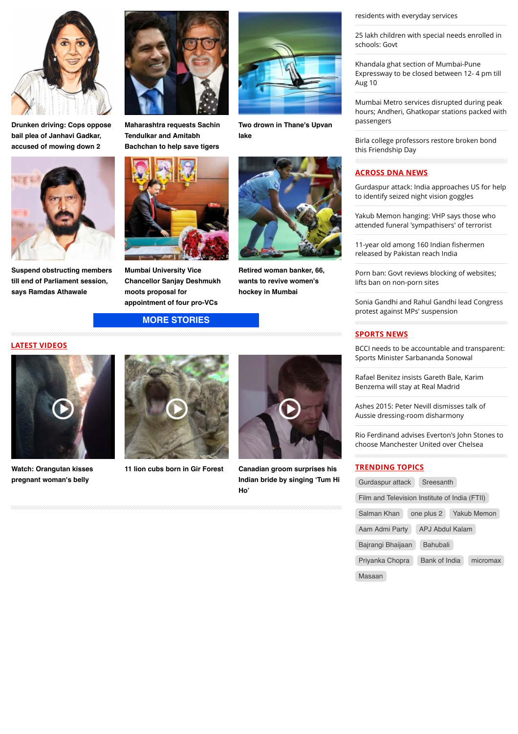**Drunken driving: Cops oppose bail plea of Janhavi Gadkar, accused of mowing down 2**

**Maharashtra requests Sachin Tendulkar and Amitabh Bachchan to help save tigers**

**Two drown in Thane's Upvan lake**

**Suspend obstructing members till end of Parliament session, says Ramdas Athawale**

**Mumbai University Vice Chancellor Sanjay Deshmukh moots proposal for appointment of four pro-VCs**

**Retired woman banker, 66, wants to revive women's hockey in Mumbai**

**MORE STORIES**

## LATEST VIDEOS

**Watch: Orangutan kisses pregnant woman's belly**

**11 lion cubs born in Gir Forest**

**Canadian groom surprises his Indian bride by singing 'Tum Hi Ho'**

residents with everyday services

25 lakh children with special needs enrolled in schools: Govt

Khandala ghat section of Mumbai-Pune Expressway to be closed between 12- 4 pm till Aug 10

Mumbai Metro services disrupted during peak hours; Andheri, Ghatkopar stations packed with passengers

Birla college professors restore broken bond this Friendship Day

## ACROSS DNA NEWS

Gurdaspur attack: India approaches US for help to identify seized night vision goggles

Yakub Memon hanging: VHP says those who attended funeral 'sympathisers' of terrorist

11-year old among 160 Indian fishermen released by Pakistan reach India

Porn ban: Govt reviews blocking of websites; lifts ban on non-porn sites

Sonia Gandhi and Rahul Gandhi lead Congress protest against MPs' suspension

## SPORTS NEWS

BCCI needs to be accountable and transparent: Sports Minister Sarbananda Sonowal

Rafael Benitez insists Gareth Bale, Karim Benzema will stay at Real Madrid

Ashes 2015: Peter Nevill dismisses talk of Aussie dressing-room disharmony

Rio Ferdinand advises Everton's John Stones to choose Manchester United over Chelsea

## TRENDING TOPICS

Gurdaspur attack | Sreesanth | Film and Television Institute of India (FTII) | Salman Khan | one plus 2 | Yakub Memon | Aam Admi Party | APJ Abdul Kalam | Bajrangi Bhaijaan | Bahubali | Priyanka Chopra | Bank of India | micromax | Masaan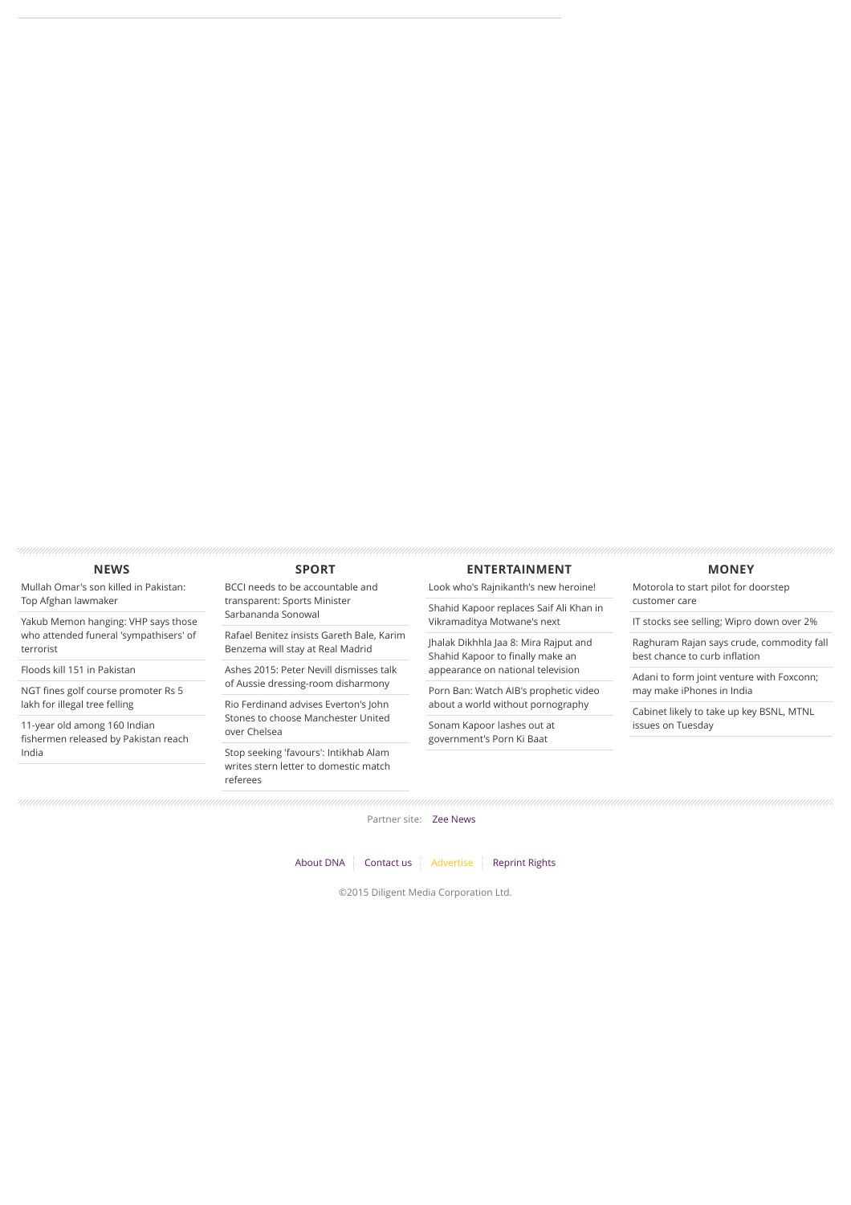## NEWS

- Mullah Omar's son killed in Pakistan: Top Afghan lawmaker
- Yakub Memon hanging: VHP says those who attended funeral 'sympathisers' of terrorist
- Floods kill 151 in Pakistan
- NGT fines golf course promoter Rs 5 lakh for illegal tree felling
- 11-year old among 160 Indian fishermen released by Pakistan reach India

## SPORT

- BCCI needs to be accountable and transparent: Sports Minister Sarbananda Sonowal
- Rafael Benitez insists Gareth Bale, Karim Benzema will stay at Real Madrid
- Ashes 2015: Peter Nevill dismisses talk of Aussie dressing-room disharmony
- Rio Ferdinand advises Everton's John Stones to choose Manchester United over Chelsea
- Stop seeking 'favours': Intikhab Alam writes stern letter to domestic match referees

## ENTERTAINMENT

- Look who's Rajnikanth's new heroine!
- Shahid Kapoor replaces Saif Ali Khan in Vikramaditya Motwane's next
- Jhalak Dikhhla Jaa 8: Mira Rajput and Shahid Kapoor to finally make an appearance on national television
- Porn Ban: Watch AIB's prophetic video about a world without pornography
- Sonam Kapoor lashes out at government's Porn Ki Baat

## MONEY

- Motorola to start pilot for doorstep customer care
- IT stocks see selling; Wipro down over 2%
- Raghuram Rajan says crude, commodity fall best chance to curb inflation
- Adani to form joint venture with Foxconn; may make iPhones in India
- Cabinet likely to take up key BSNL, MTNL issues on Tuesday

Partner site: Zee News

About DNA | Contact us | Advertise | Reprint Rights

©2015 Diligent Media Corporation Ltd.